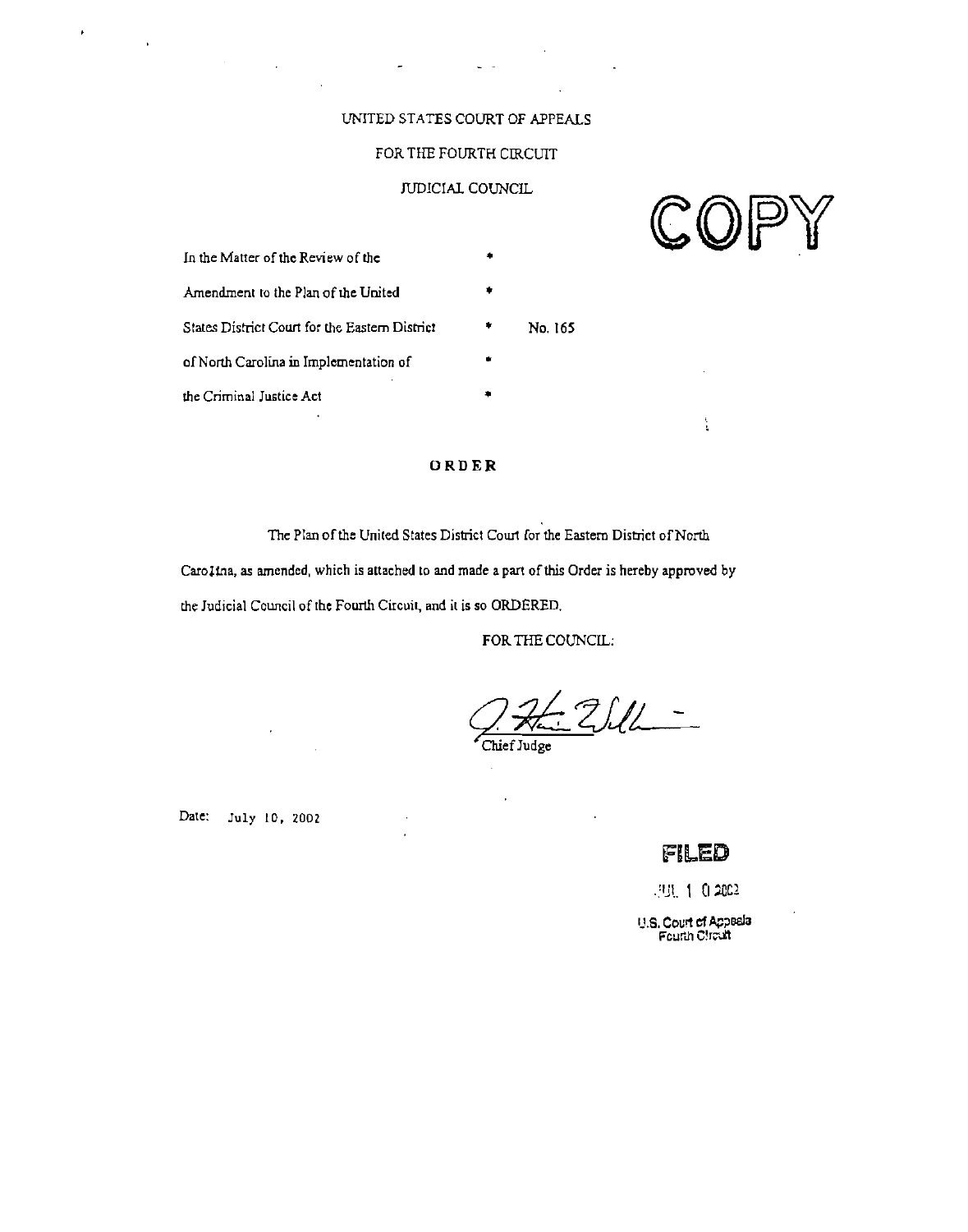UNITED STATES COURT OF APPEALS

FOR THE FOURTH CIRCUIT

JUDICIAL COUNCIL

COPY

In the Matter of the Review of the *
Amendment to the Plan of the United *
States District Court for the Eastern District * No. 165
of North Carolina in Implementation of *
the Criminal Justice Act *

## ORDER

The Plan of the United States District Court for the Eastern District of North Carolina, as amended, which is attached to and made a part of this Order is hereby approved by the Judicial Council of the Fourth Circuit, and it is so ORDERED.

FOR THE COUNCIL:

Chief Judge

Date: July 10, 2002

FILED

JUL 10 2002

U.S. Court of Appeals
Fourth Circuit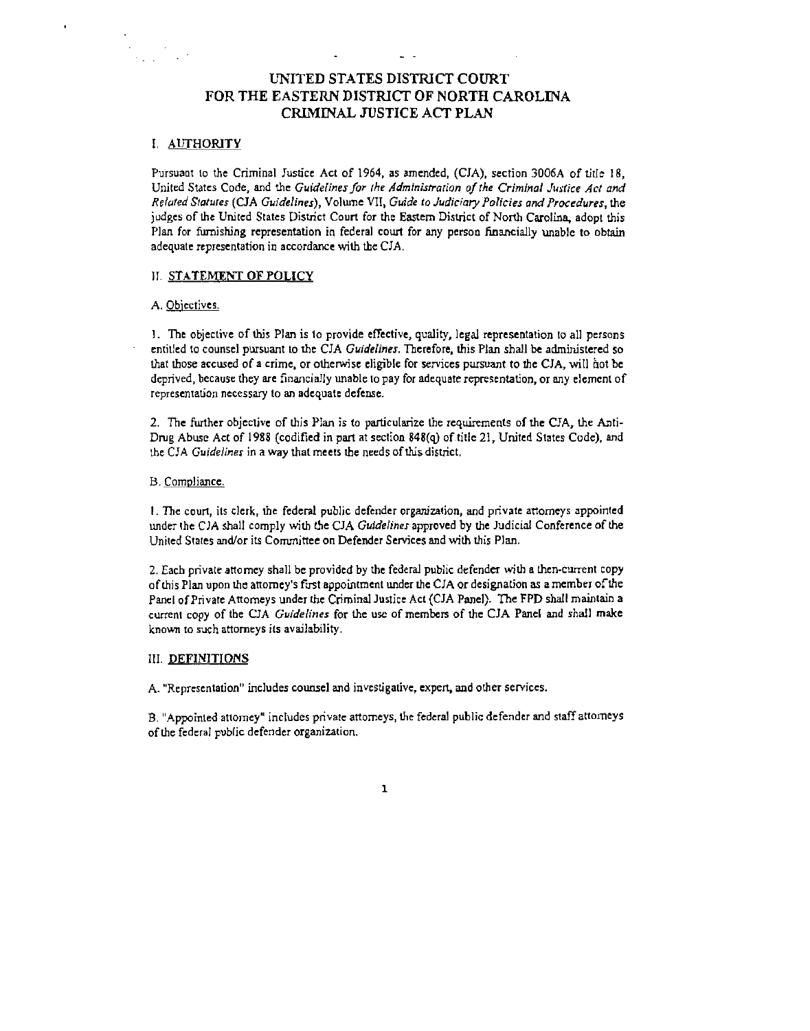# UNITED STATES DISTRICT COURT
# FOR THE EASTERN DISTRICT OF NORTH CAROLINA
# CRIMINAL JUSTICE ACT PLAN

## I. AUTHORITY

Pursuant to the Criminal Justice Act of 1964, as amended, (CJA), section 3006A of title 18, United States Code, and the *Guidelines for the Administration of the Criminal Justice Act and Related Statutes* (CJA *Guidelines*), Volume VII, *Guide to Judiciary Policies and Procedures*, the judges of the United States District Court for the Eastern District of North Carolina, adopt this Plan for furnishing representation in federal court for any person financially unable to obtain adequate representation in accordance with the CJA.

## II. STATEMENT OF POLICY

### A. Objectives.

1. The objective of this Plan is to provide effective, quality, legal representation to all persons entitled to counsel pursuant to the CJA *Guidelines*. Therefore, this Plan shall be administered so that those accused of a crime, or otherwise eligible for services pursuant to the CJA, will not be deprived, because they are financially unable to pay for adequate representation, or any element of representation necessary to an adequate defense.

2. The further objective of this Plan is to particularize the requirements of the CJA, the Anti-Drug Abuse Act of 1988 (codified in part at section 848(q) of title 21, United States Code), and the CJA *Guidelines* in a way that meets the needs of this district.

### B. Compliance.

1. The court, its clerk, the federal public defender organization, and private attorneys appointed under the CJA shall comply with the CJA *Guidelines* approved by the Judicial Conference of the United States and/or its Committee on Defender Services and with this Plan.

2. Each private attorney shall be provided by the federal public defender with a then-current copy of this Plan upon the attorney's first appointment under the CJA or designation as a member of the Panel of Private Attorneys under the Criminal Justice Act (CJA Panel). The FPD shall maintain a current copy of the CJA *Guidelines* for the use of members of the CJA Panel and shall make known to such attorneys its availability.

## III. DEFINITIONS

A. "Representation" includes counsel and investigative, expert, and other services.

B. "Appointed attorney" includes private attorneys, the federal public defender and staff attorneys of the federal public defender organization.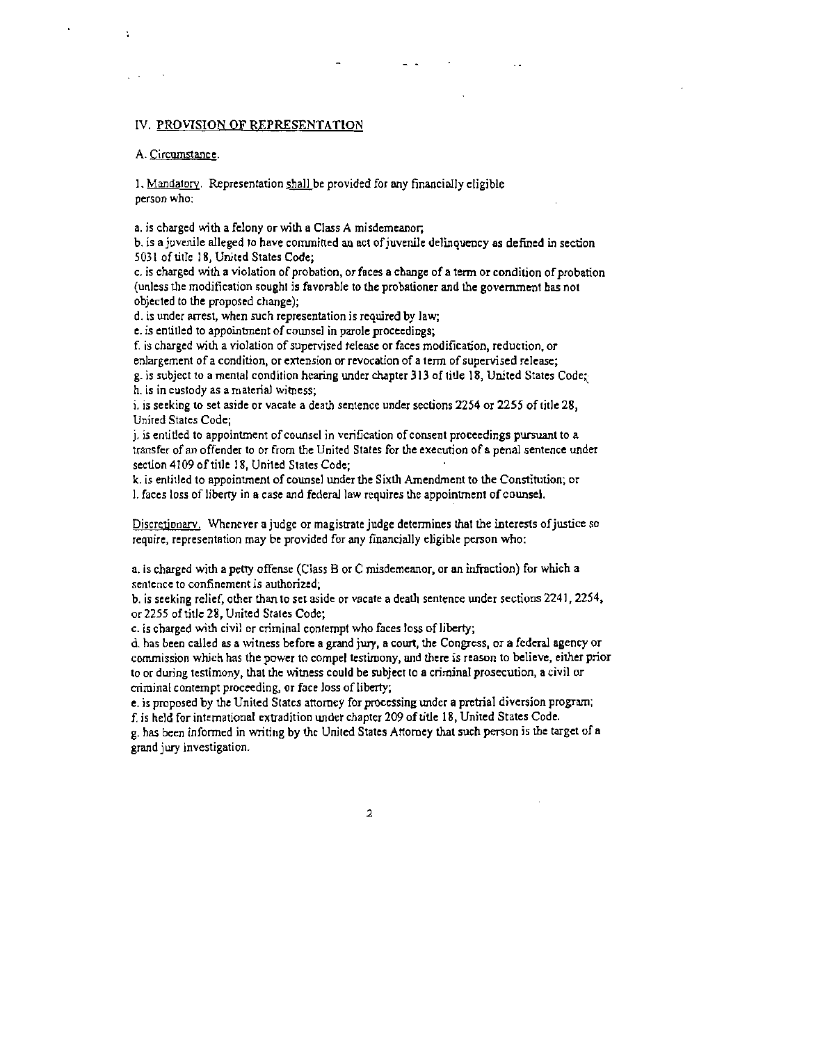## IV. PROVISION OF REPRESENTATION

A. Circumstance.

1. Mandatory. Representation shall be provided for any financially eligible person who:

a. is charged with a felony or with a Class A misdemeanor;
b. is a juvenile alleged to have committed an act of juvenile delinquency as defined in section 5031 of title 18, United States Code;
c. is charged with a violation of probation, or faces a change of a term or condition of probation (unless the modification sought is favorable to the probationer and the government has not objected to the proposed change);
d. is under arrest, when such representation is required by law;
e. is entitled to appointment of counsel in parole proceedings;
f. is charged with a violation of supervised release or faces modification, reduction, or enlargement of a condition, or extension or revocation of a term of supervised release;
g. is subject to a mental condition hearing under chapter 313 of title 18, United States Code;
h. is in custody as a material witness;
i. is seeking to set aside or vacate a death sentence under sections 2254 or 2255 of title 28, United States Code;
j. is entitled to appointment of counsel in verification of consent proceedings pursuant to a transfer of an offender to or from the United States for the execution of a penal sentence under section 4109 of title 18, United States Code;
k. is entitled to appointment of counsel under the Sixth Amendment to the Constitution; or
l. faces loss of liberty in a case and federal law requires the appointment of counsel.

Discretionary. Whenever a judge or magistrate judge determines that the interests of justice so require, representation may be provided for any financially eligible person who:

a. is charged with a petty offense (Class B or C misdemeanor, or an infraction) for which a sentence to confinement is authorized;
b. is seeking relief, other than to set aside or vacate a death sentence under sections 2241, 2254, or 2255 of title 28, United States Code;
c. is charged with civil or criminal contempt who faces loss of liberty;
d. has been called as a witness before a grand jury, a court, the Congress, or a federal agency or commission which has the power to compel testimony, and there is reason to believe, either prior to or during testimony, that the witness could be subject to a criminal prosecution, a civil or criminal contempt proceeding, or face loss of liberty;
e. is proposed by the United States attorney for processing under a pretrial diversion program;
f. is held for international extradition under chapter 209 of title 18, United States Code.
g. has been informed in writing by the United States Attorney that such person is the target of a grand jury investigation.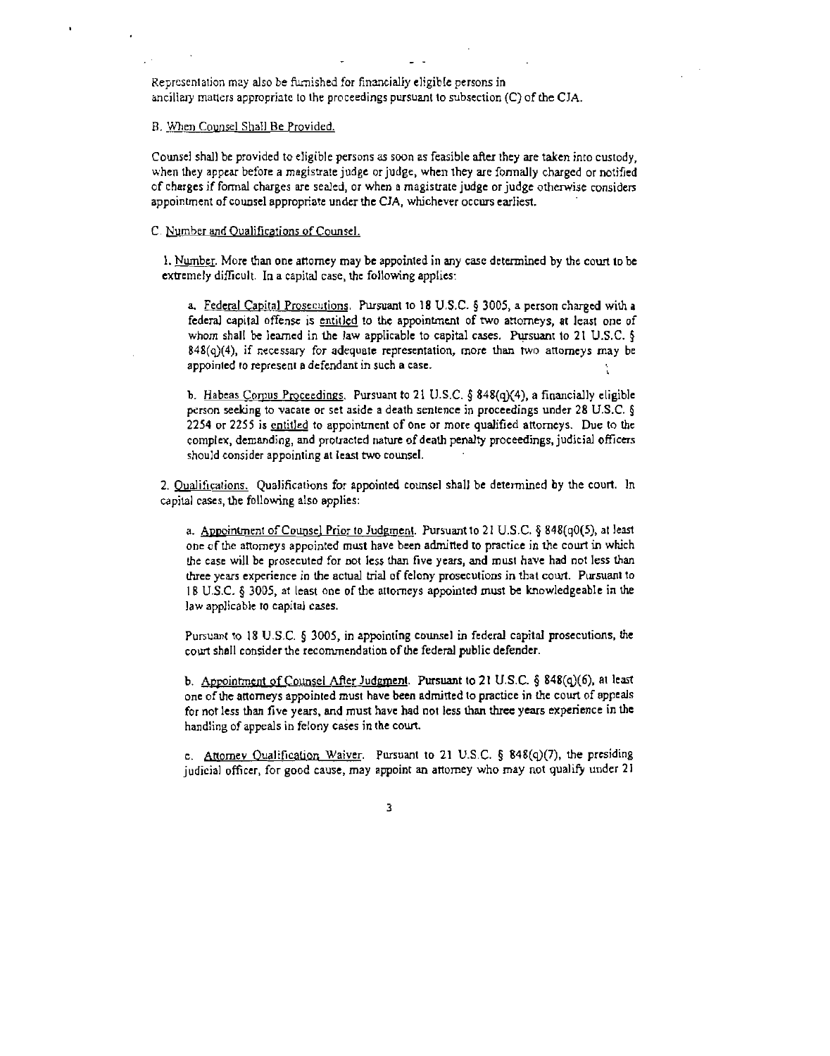Representation may also be furnished for financially eligible persons in ancillary matters appropriate to the proceedings pursuant to subsection (C) of the CJA.

B. When Counsel Shall Be Provided.

Counsel shall be provided to eligible persons as soon as feasible after they are taken into custody, when they appear before a magistrate judge or judge, when they are formally charged or notified of charges if formal charges are sealed, or when a magistrate judge or judge otherwise considers appointment of counsel appropriate under the CJA, whichever occurs earliest.

C. Number and Qualifications of Counsel.

1. Number. More than one attorney may be appointed in any case determined by the court to be extremely difficult. In a capital case, the following applies:

   a. Federal Capital Prosecutions. Pursuant to 18 U.S.C. § 3005, a person charged with a federal capital offense is entitled to the appointment of two attorneys, at least one of whom shall be learned in the law applicable to capital cases. Pursuant to 21 U.S.C. § 848(q)(4), if necessary for adequate representation, more than two attorneys may be appointed to represent a defendant in such a case.

   b. Habeas Corpus Proceedings. Pursuant to 21 U.S.C. § 848(q)(4), a financially eligible person seeking to vacate or set aside a death sentence in proceedings under 28 U.S.C. § 2254 or 2255 is entitled to appointment of one or more qualified attorneys. Due to the complex, demanding, and protracted nature of death penalty proceedings, judicial officers should consider appointing at least two counsel.

2. Qualifications. Qualifications for appointed counsel shall be determined by the court. In capital cases, the following also applies:

   a. Appointment of Counsel Prior to Judgment. Pursuant to 21 U.S.C. § 848(q0(5), at least one of the attorneys appointed must have been admitted to practice in the court in which the case will be prosecuted for not less than five years, and must have had not less than three years experience in the actual trial of felony prosecutions in that court. Pursuant to 18 U.S.C. § 3005, at least one of the attorneys appointed must be knowledgeable in the law applicable to capital cases.

   Pursuant to 18 U.S.C. § 3005, in appointing counsel in federal capital prosecutions, the court shall consider the recommendation of the federal public defender.

   b. Appointment of Counsel After Judgment. Pursuant to 21 U.S.C. § 848(q)(6), at least one of the attorneys appointed must have been admitted to practice in the court of appeals for not less than five years, and must have had not less than three years experience in the handling of appeals in felony cases in the court.

   c. Attorney Qualification Waiver. Pursuant to 21 U.S.C. § 848(q)(7), the presiding judicial officer, for good cause, may appoint an attorney who may not qualify under 21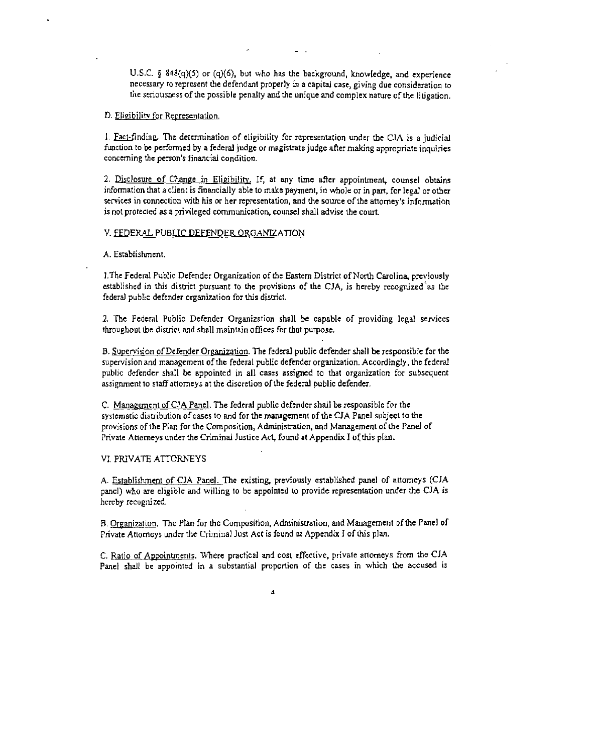U.S.C. § 848(q)(5) or (q)(6), but who has the background, knowledge, and experience necessary to represent the defendant properly in a capital case, giving due consideration to the seriousness of the possible penalty and the unique and complex nature of the litigation.

D. Eligibility for Representation.

1. Fact-finding. The determination of eligibility for representation under the CJA is a judicial function to be performed by a federal judge or magistrate judge after making appropriate inquiries concerning the person's financial condition.

2. Disclosure of Change in Eligibility. If, at any time after appointment, counsel obtains information that a client is financially able to make payment, in whole or in part, for legal or other services in connection with his or her representation, and the source of the attorney's information is not protected as a privileged communication, counsel shall advise the court.

## V. FEDERAL PUBLIC DEFENDER ORGANIZATION

A. Establishment.

1. The Federal Public Defender Organization of the Eastern District of North Carolina, previously established in this district pursuant to the provisions of the CJA, is hereby recognized as the federal public defender organization for this district.

2. The Federal Public Defender Organization shall be capable of providing legal services throughout the district and shall maintain offices for that purpose.

B. Supervision of Defender Organization. The federal public defender shall be responsible for the supervision and management of the federal public defender organization. Accordingly, the federal public defender shall be appointed in all cases assigned to that organization for subsequent assignment to staff attorneys at the discretion of the federal public defender.

C. Management of CJA Panel. The federal public defender shall be responsible for the systematic distribution of cases to and for the management of the CJA Panel subject to the provisions of the Plan for the Composition, Administration, and Management of the Panel of Private Attorneys under the Criminal Justice Act, found at Appendix I of this plan.

## VI. PRIVATE ATTORNEYS

A. Establishment of CJA Panel. The existing, previously established panel of attorneys (CJA panel) who are eligible and willing to be appointed to provide representation under the CJA is hereby recognized.

B. Organization. The Plan for the Composition, Administration, and Management of the Panel of Private Attorneys under the Criminal Just Act is found at Appendix I of this plan.

C. Ratio of Appointments. Where practical and cost effective, private attorneys from the CJA Panel shall be appointed in a substantial proportion of the cases in which the accused is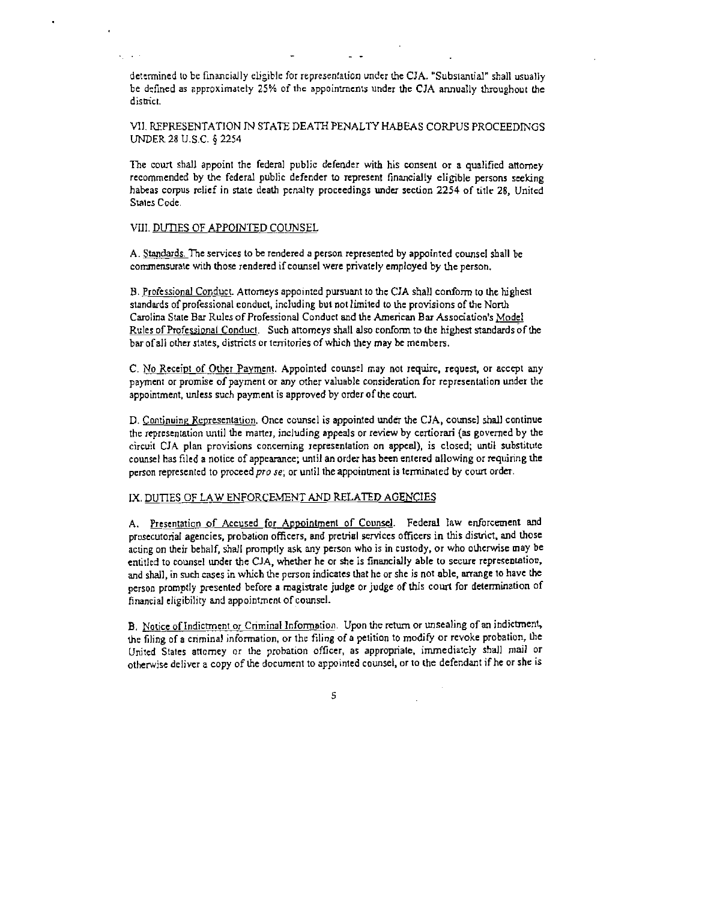determined to be financially eligible for representation under the CJA. "Substantial" shall usually be defined as approximately 25% of the appointments under the CJA annually throughout the district.

## VII. REPRESENTATION IN STATE DEATH PENALTY HABEAS CORPUS PROCEEDINGS UNDER 28 U.S.C. § 2254

The court shall appoint the federal public defender with his consent or a qualified attorney recommended by the federal public defender to represent financially eligible persons seeking habeas corpus relief in state death penalty proceedings under section 2254 of title 28, United States Code.

## VIII. DUTIES OF APPOINTED COUNSEL

A. Standards. The services to be rendered a person represented by appointed counsel shall be commensurate with those rendered if counsel were privately employed by the person.

B. Professional Conduct. Attorneys appointed pursuant to the CJA shall conform to the highest standards of professional conduct, including but not limited to the provisions of the North Carolina State Bar Rules of Professional Conduct and the American Bar Association's Model Rules of Professional Conduct. Such attorneys shall also conform to the highest standards of the bar of all other states, districts or territories of which they may be members.

C. No Receipt of Other Payment. Appointed counsel may not require, request, or accept any payment or promise of payment or any other valuable consideration for representation under the appointment, unless such payment is approved by order of the court.

D. Continuing Representation. Once counsel is appointed under the CJA, counsel shall continue the representation until the matter, including appeals or review by certiorari (as governed by the circuit CJA plan provisions concerning representation on appeal), is closed; until substitute counsel has filed a notice of appearance; until an order has been entered allowing or requiring the person represented to proceed *pro se*; or until the appointment is terminated by court order.

## IX. DUTIES OF LAW ENFORCEMENT AND RELATED AGENCIES

A. Presentation of Accused for Appointment of Counsel. Federal law enforcement and prosecutorial agencies, probation officers, and pretrial services officers in this district, and those acting on their behalf, shall promptly ask any person who is in custody, or who otherwise may be entitled to counsel under the CJA, whether he or she is financially able to secure representation, and shall, in such cases in which the person indicates that he or she is not able, arrange to have the person promptly presented before a magistrate judge or judge of this court for determination of financial eligibility and appointment of counsel.

B. Notice of Indictment or Criminal Information. Upon the return or unsealing of an indictment, the filing of a criminal information, or the filing of a petition to modify or revoke probation, the United States attorney or the probation officer, as appropriate, immediately shall mail or otherwise deliver a copy of the document to appointed counsel, or to the defendant if he or she is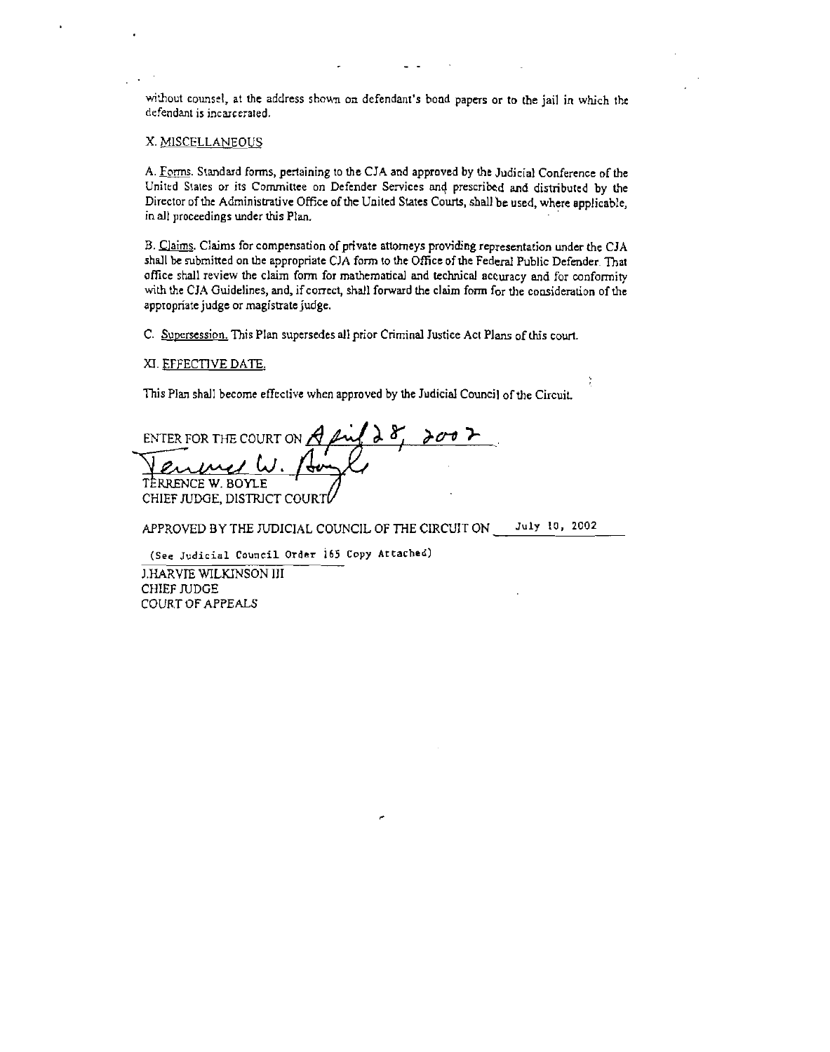without counsel, at the address shown on defendant's bond papers or to the jail in which the defendant is incarcerated.

## X. MISCELLANEOUS

A. Forms. Standard forms, pertaining to the CJA and approved by the Judicial Conference of the United States or its Committee on Defender Services and prescribed and distributed by the Director of the Administrative Office of the United States Courts, shall be used, where applicable, in all proceedings under this Plan.

B. Claims. Claims for compensation of private attorneys providing representation under the CJA shall be submitted on the appropriate CJA form to the Office of the Federal Public Defender. That office shall review the claim form for mathematical and technical accuracy and for conformity with the CJA Guidelines, and, if correct, shall forward the claim form for the consideration of the appropriate judge or magistrate judge.

C. Supersession. This Plan supersedes all prior Criminal Justice Act Plans of this court.

## XI. EFFECTIVE DATE.

This Plan shall become effective when approved by the Judicial Council of the Circuit.

ENTER FOR THE COURT ON April 28, 2002

Terrence W. Boyle
TERRENCE W. BOYLE
CHIEF JUDGE, DISTRICT COURT

APPROVED BY THE JUDICIAL COUNCIL OF THE CIRCUIT ON July 10, 2002

(See Judicial Council Order 165 Copy Attached)

J.HARVIE WILKINSON III
CHIEF JUDGE
COURT OF APPEALS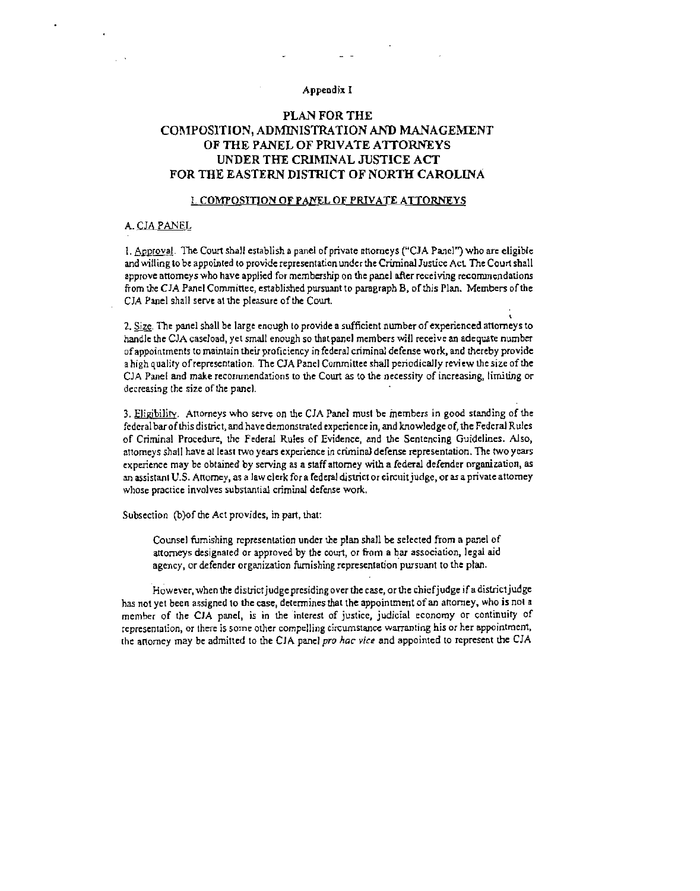Appendix I

# PLAN FOR THE COMPOSITION, ADMINISTRATION AND MANAGEMENT OF THE PANEL OF PRIVATE ATTORNEYS UNDER THE CRIMINAL JUSTICE ACT FOR THE EASTERN DISTRICT OF NORTH CAROLINA

## I. COMPOSITION OF PANEL OF PRIVATE ATTORNEYS

### A. CJA PANEL

1. Approval. The Court shall establish a panel of private attorneys ("CJA Panel") who are eligible and willing to be appointed to provide representation under the Criminal Justice Act. The Court shall approve attorneys who have applied for membership on the panel after receiving recommendations from the CJA Panel Committee, established pursuant to paragraph B, of this Plan. Members of the CJA Panel shall serve at the pleasure of the Court.

2. Size. The panel shall be large enough to provide a sufficient number of experienced attorneys to handle the CJA caseload, yet small enough so that panel members will receive an adequate number of appointments to maintain their proficiency in federal criminal defense work, and thereby provide a high quality of representation. The CJA Panel Committee shall periodically review the size of the CJA Panel and make recommendations to the Court as to the necessity of increasing, limiting or decreasing the size of the panel.

3. Eligibility. Attorneys who serve on the CJA Panel must be members in good standing of the federal bar of this district, and have demonstrated experience in, and knowledge of, the Federal Rules of Criminal Procedure, the Federal Rules of Evidence, and the Sentencing Guidelines. Also, attorneys shall have at least two years experience in criminal defense representation. The two years experience may be obtained by serving as a staff attorney with a federal defender organization, as an assistant U.S. Attorney, as a law clerk for a federal district or circuit judge, or as a private attorney whose practice involves substantial criminal defense work.

Subsection (b) of the Act provides, in part, that:

> Counsel furnishing representation under the plan shall be selected from a panel of attorneys designated or approved by the court, or from a bar association, legal aid agency, or defender organization furnishing representation pursuant to the plan.

However, when the district judge presiding over the case, or the chief judge if a district judge has not yet been assigned to the case, determines that the appointment of an attorney, who is not a member of the CJA panel, is in the interest of justice, judicial economy or continuity of representation, or there is some other compelling circumstance warranting his or her appointment, the attorney may be admitted to the CJA panel *pro hac vice* and appointed to represent the CJA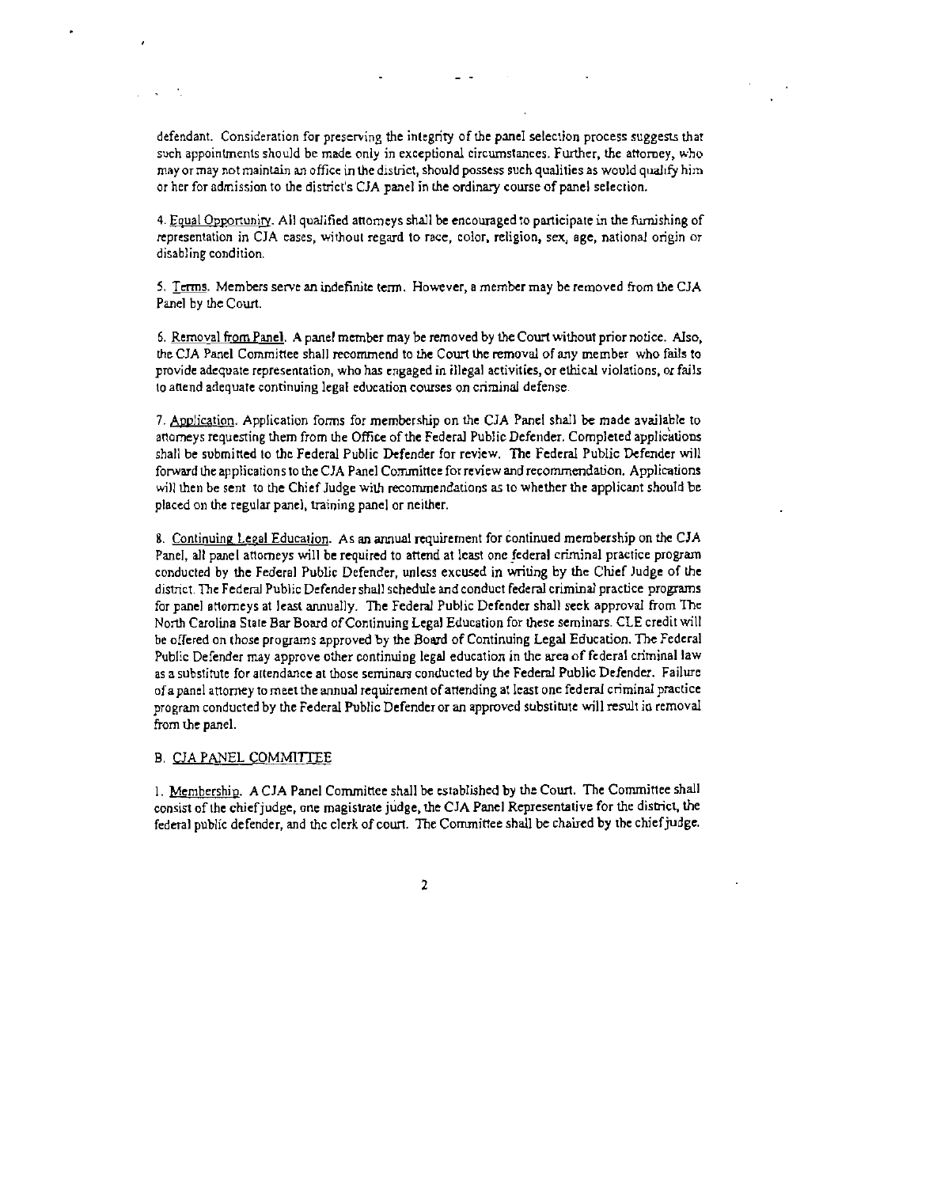defendant. Consideration for preserving the integrity of the panel selection process suggests that such appointments should be made only in exceptional circumstances. Further, the attorney, who may or may not maintain an office in the district, should possess such qualities as would qualify him or her for admission to the district's CJA panel in the ordinary course of panel selection.

4. Equal Opportunity. All qualified attorneys shall be encouraged to participate in the furnishing of representation in CJA cases, without regard to race, color, religion, sex, age, national origin or disabling condition.

5. Terms. Members serve an indefinite term. However, a member may be removed from the CJA Panel by the Court.

6. Removal from Panel. A panel member may be removed by the Court without prior notice. Also, the CJA Panel Committee shall recommend to the Court the removal of any member who fails to provide adequate representation, who has engaged in illegal activities, or ethical violations, or fails to attend adequate continuing legal education courses on criminal defense.

7. Application. Application forms for membership on the CJA Panel shall be made available to attorneys requesting them from the Office of the Federal Public Defender. Completed applications shall be submitted to the Federal Public Defender for review. The Federal Public Defender will forward the applications to the CJA Panel Committee for review and recommendation. Applications will then be sent to the Chief Judge with recommendations as to whether the applicant should be placed on the regular panel, training panel or neither.

8. Continuing Legal Education. As an annual requirement for continued membership on the CJA Panel, all panel attorneys will be required to attend at least one federal criminal practice program conducted by the Federal Public Defender, unless excused in writing by the Chief Judge of the district. The Federal Public Defender shall schedule and conduct federal criminal practice programs for panel attorneys at least annually. The Federal Public Defender shall seek approval from The North Carolina State Bar Board of Continuing Legal Education for these seminars. CLE credit will be offered on those programs approved by the Board of Continuing Legal Education. The Federal Public Defender may approve other continuing legal education in the area of federal criminal law as a substitute for attendance at those seminars conducted by the Federal Public Defender. Failure of a panel attorney to meet the annual requirement of attending at least one federal criminal practice program conducted by the Federal Public Defender or an approved substitute will result in removal from the panel.

B. CJA PANEL COMMITTEE

1. Membership. A CJA Panel Committee shall be established by the Court. The Committee shall consist of the chief judge, one magistrate judge, the CJA Panel Representative for the district, the federal public defender, and the clerk of court. The Committee shall be chaired by the chief judge.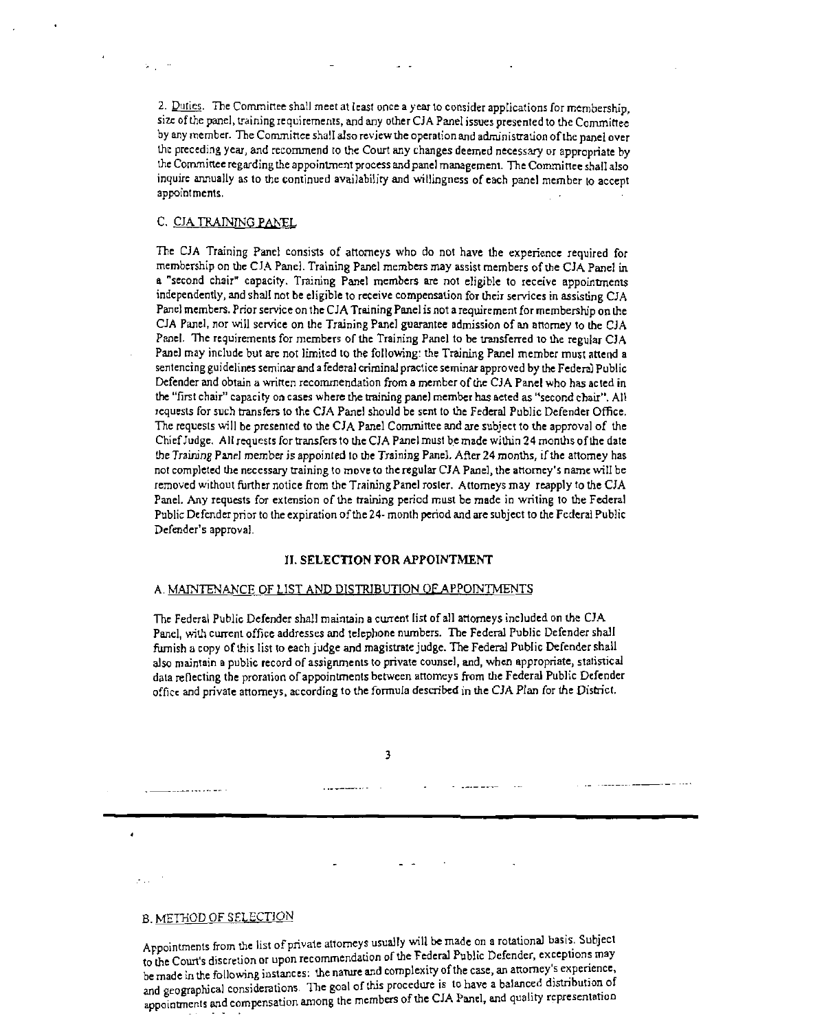2. Duties. The Committee shall meet at least once a year to consider applications for membership, size of the panel, training requirements, and any other CJA Panel issues presented to the Committee by any member. The Committee shall also review the operation and administration of the panel over the preceding year, and recommend to the Court any changes deemed necessary or appropriate by the Committee regarding the appointment process and panel management. The Committee shall also inquire annually as to the continued availability and willingness of each panel member to accept appointments.

### C. CJA TRAINING PANEL

The CJA Training Panel consists of attorneys who do not have the experience required for membership on the CJA Panel. Training Panel members may assist members of the CJA Panel in a "second chair" capacity. Training Panel members are not eligible to receive appointments independently, and shall not be eligible to receive compensation for their services in assisting CJA Panel members. Prior service on the CJA Training Panel is not a requirement for membership on the CJA Panel, nor will service on the Training Panel guarantee admission of an attorney to the CJA Panel. The requirements for members of the Training Panel to be transferred to the regular CJA Panel may include but are not limited to the following: the Training Panel member must attend a sentencing guidelines seminar and a federal criminal practice seminar approved by the Federal Public Defender and obtain a written recommendation from a member of the CJA Panel who has acted in the "first chair" capacity on cases where the training panel member has acted as "second chair". All requests for such transfers to the CJA Panel should be sent to the Federal Public Defender Office. The requests will be presented to the CJA Panel Committee and are subject to the approval of the Chief Judge. All requests for transfers to the CJA Panel must be made within 24 months of the date the Training Panel member is appointed to the Training Panel. After 24 months, if the attorney has not completed the necessary training to move to the regular CJA Panel, the attorney's name will be removed without further notice from the Training Panel roster. Attorneys may reapply to the CJA Panel. Any requests for extension of the training period must be made in writing to the Federal Public Defender prior to the expiration of the 24- month period and are subject to the Federal Public Defender's approval.

## II. SELECTION FOR APPOINTMENT

### A. MAINTENANCE OF LIST AND DISTRIBUTION OF APPOINTMENTS

The Federal Public Defender shall maintain a current list of all attorneys included on the CJA Panel, with current office addresses and telephone numbers. The Federal Public Defender shall furnish a copy of this list to each judge and magistrate judge. The Federal Public Defender shall also maintain a public record of assignments to private counsel, and, when appropriate, statistical data reflecting the proration of appointments between attorneys from the Federal Public Defender office and private attorneys, according to the formula described in the CJA Plan for the District.

### B. METHOD OF SELECTION

Appointments from the list of private attorneys usually will be made on a rotational basis. Subject to the Court's discretion or upon recommendation of the Federal Public Defender, exceptions may be made in the following instances: the nature and complexity of the case, an attorney's experience, and geographical considerations. The goal of this procedure is to have a balanced distribution of appointments and compensation among the members of the CJA Panel, and quality representation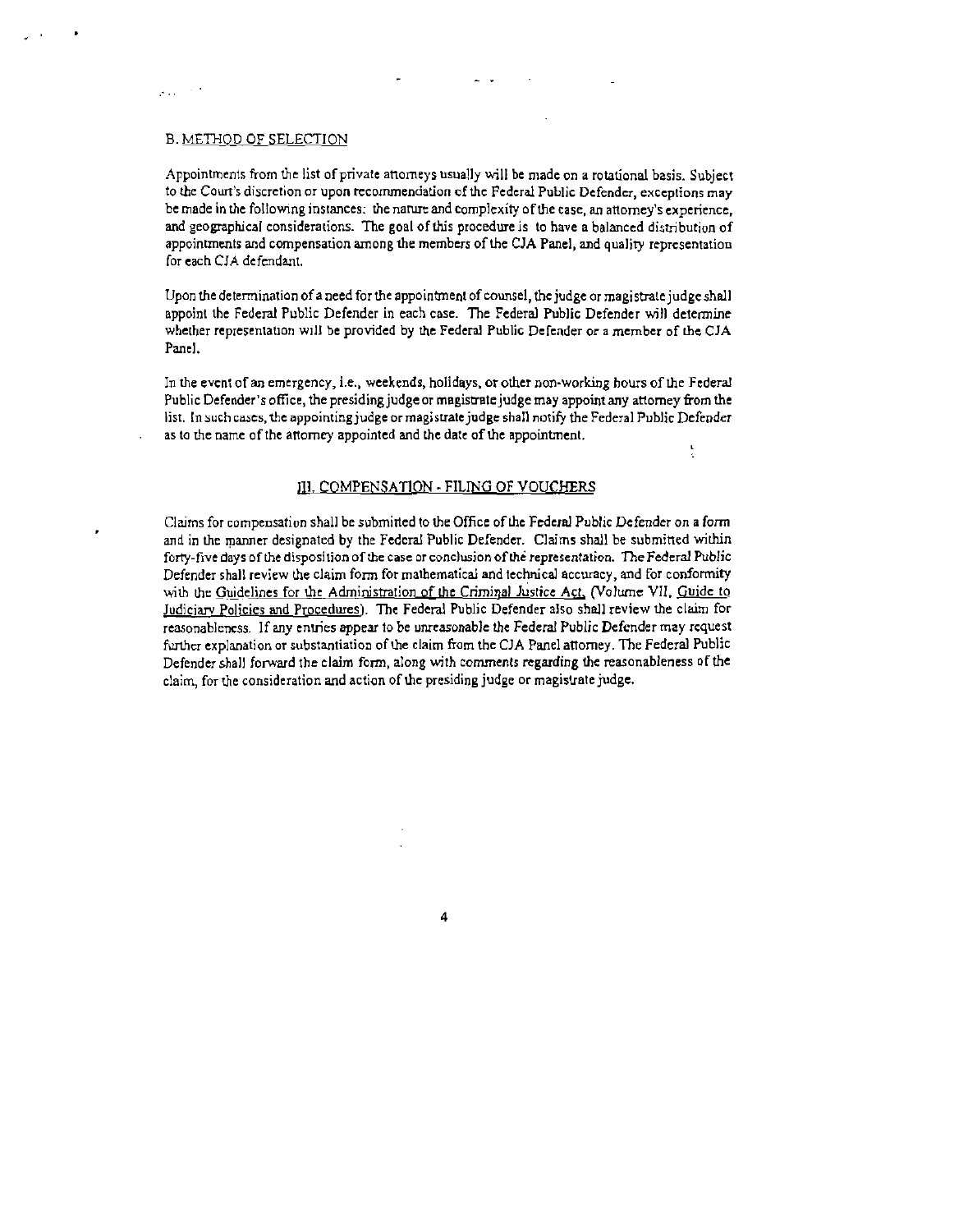### B. METHOD OF SELECTION

Appointments from the list of private attorneys usually will be made on a rotational basis. Subject to the Court's discretion or upon recommendation of the Federal Public Defender, exceptions may be made in the following instances: the nature and complexity of the case, an attorney's experience, and geographical considerations. The goal of this procedure is to have a balanced distribution of appointments and compensation among the members of the CJA Panel, and quality representation for each CJA defendant.

Upon the determination of a need for the appointment of counsel, the judge or magistrate judge shall appoint the Federal Public Defender in each case. The Federal Public Defender will determine whether representation will be provided by the Federal Public Defender or a member of the CJA Panel.

In the event of an emergency, i.e., weekends, holidays, or other non-working hours of the Federal Public Defender's office, the presiding judge or magistrate judge may appoint any attorney from the list. In such cases, the appointing judge or magistrate judge shall notify the Federal Public Defender as to the name of the attorney appointed and the date of the appointment.

## III. COMPENSATION - FILING OF VOUCHERS

Claims for compensation shall be submitted to the Office of the Federal Public Defender on a form and in the manner designated by the Federal Public Defender. Claims shall be submitted within forty-five days of the disposition of the case or conclusion of the representation. The Federal Public Defender shall review the claim form for mathematical and technical accuracy, and for conformity with the Guidelines for the Administration of the Criminal Justice Act, (Volume VII, Guide to Judiciary Policies and Procedures). The Federal Public Defender also shall review the claim for reasonableness. If any entries appear to be unreasonable the Federal Public Defender may request further explanation or substantiation of the claim from the CJA Panel attorney. The Federal Public Defender shall forward the claim form, along with comments regarding the reasonableness of the claim, for the consideration and action of the presiding judge or magistrate judge.